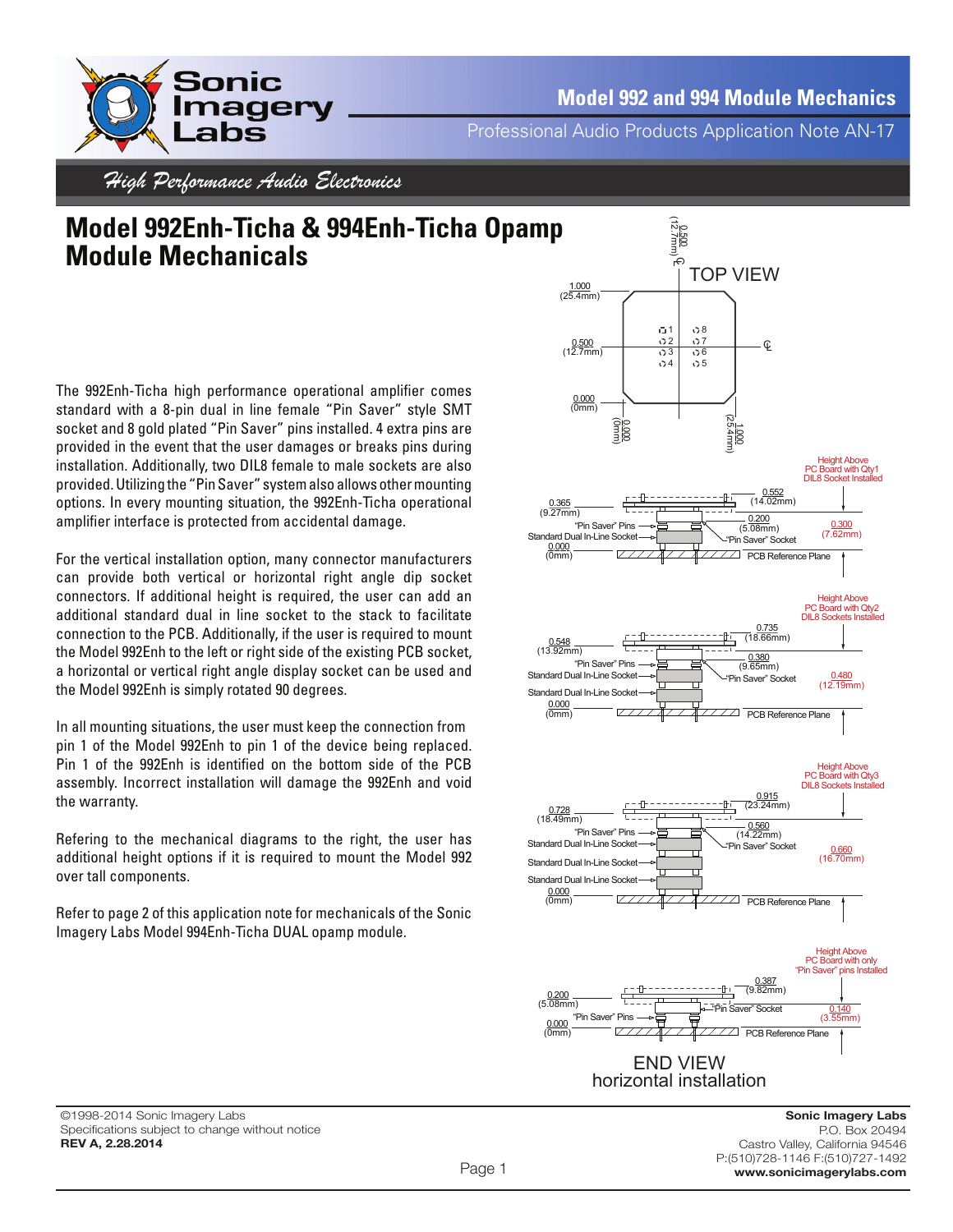# Model 992 and 994 Module Mechanics

Professional Audio Products Application Note AN-17

*High Performance Audio Electronics*

# Model 992Enh-Ticha & 994Enh-Ticha Opamp Module Mechanicals

The 992Enh-Ticha high performance operational amplifier comes standard with a 8-pin dual in line female “Pin Saver” style SMT socket and 8 gold plated “Pin Saver” pins installed. 4 extra pins are provided in the event that the user damages or breaks pins during installation. Additionally, two DIL8 female to male sockets are also provided. Utilizing the “Pin Saver” system also allows other mounting options. In every mounting situation, the 992Enh-Ticha operational amplifier interface is protected from accidental damage.

For the vertical installation option, many connector manufacturers can provide both vertical or horizontal right angle dip socket connectors. If additional height is required, the user can add an additional standard dual in line socket to the stack to facilitate connection to the PCB. Additionally, if the user is required to mount the Model 992Enh to the left or right side of the existing PCB socket, a horizontal or vertical right angle display socket can be used and the Model 992Enh is simply rotated 90 degrees.

In all mounting situations, the user must keep the connection from pin 1 of the Model 992Enh to pin 1 of the device being replaced. Pin 1 of the 992Enh is identified on the bottom side of the PCB assembly. Incorrect installation will damage the 992Enh and void the warranty.

Refering to the mechanical diagrams to the right, the user has additional height options if it is required to mount the Model 992 over tall components.

Refer to page 2 of this application note for mechanicals of the Sonic Imagery Labs Model 994Enh-Ticha DUAL opamp module.

TOP VIEW

0.500 (12.7mm) ℄

1.000 (25.4mm)

0.500 (12.7mm) ℄

0.000 (0mm)

0.000 (0mm) 1.000 (25.4mm)

Pins: 1, 2, 3, 4 / 8, 7, 6, 5

Height Above PC Board with Qty1 DIL8 Socket Installed

0.365 (9.27mm) — 0.552 (14.02mm) — 0.200 (5.08mm) — 0.300 (7.62mm) — 0.000 (0mm)

“Pin Saver” Pins; Standard Dual In-Line Socket; “Pin Saver” Socket; PCB Reference Plane

Height Above PC Board with Qty2 DIL8 Sockets Installed

0.548 (13.92mm) — 0.735 (18.66mm) — 0.380 (9.65mm) — 0.480 (12.19mm) — 0.000 (0mm)

“Pin Saver” Pins; Standard Dual In-Line Socket; “Pin Saver” Socket; Standard Dual In-Line Socket; PCB Reference Plane

Height Above PC Board with Qty3 DIL8 Sockets Installed

0.728 (18.49mm) — 0.915 (23.24mm) — 0.560 (14.22mm) — 0.660 (16.70mm) — 0.000 (0mm)

“Pin Saver” Pins; Standard Dual In-Line Socket; “Pin Saver” Socket; Standard Dual In-Line Socket; Standard Dual In-Line Socket; PCB Reference Plane

Height Above PC Board with only “Pin Saver” pins Installed

0.200 (5.08mm) — 0.387 (9.82mm) — 0.140 (3.55mm) — 0.000 (0mm)

“Pin Saver” Socket; “Pin Saver” Pins; PCB Reference Plane

END VIEW
horizontal installation

©1998-2014 Sonic Imagery Labs
Specifications subject to change without notice
**REV A, 2.28.2014**

**Sonic Imagery Labs**
P.O. Box 20494
Castro Valley, California 94546
P:(510)728-1146 F:(510)727-1492
**www.sonicimagerylabs.com**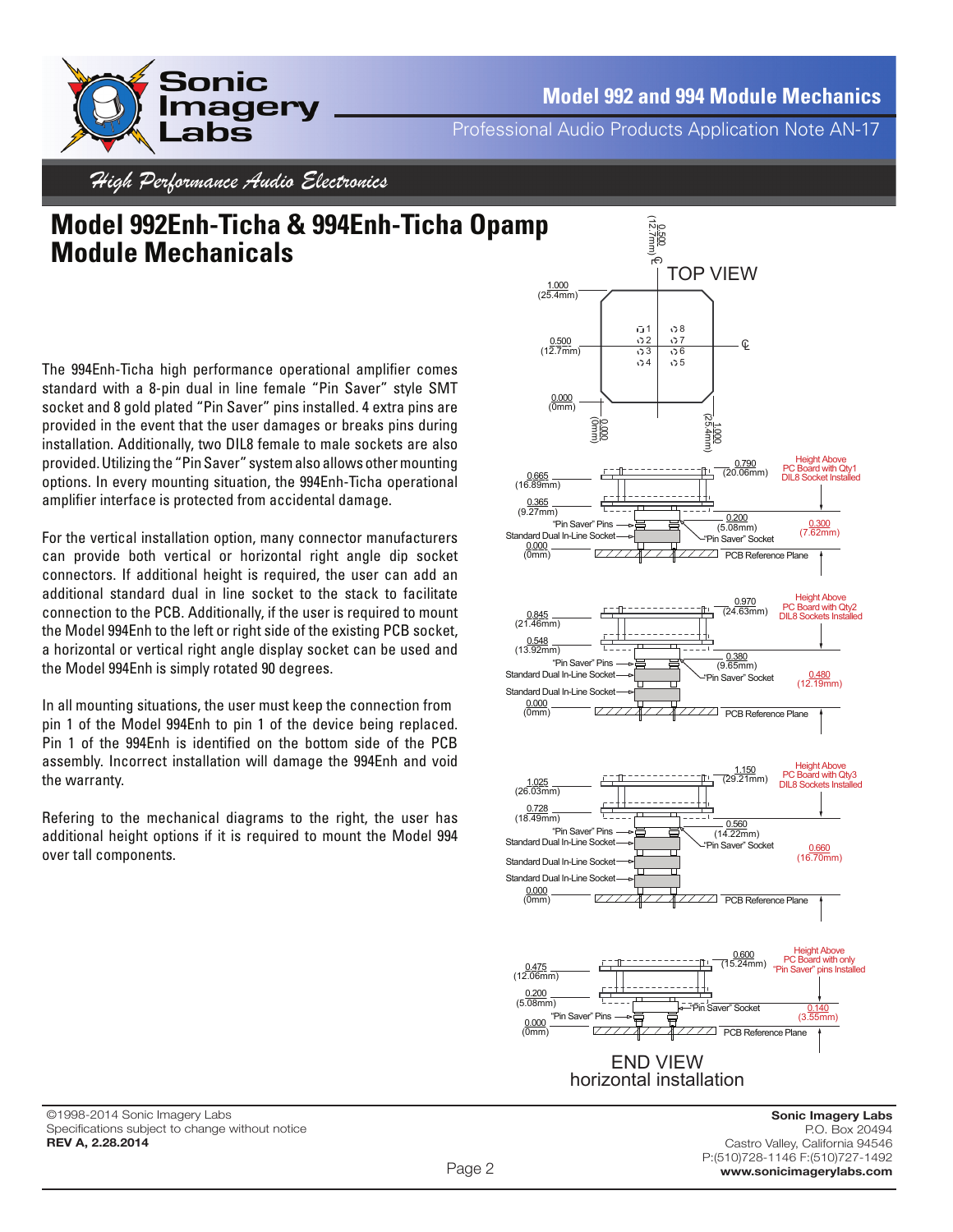# Model 992Enh-Ticha & 994Enh-Ticha Opamp Module Mechanicals

The 994Enh-Ticha high performance operational amplifier comes standard with a 8-pin dual in line female "Pin Saver" style SMT socket and 8 gold plated "Pin Saver" pins installed. 4 extra pins are provided in the event that the user damages or breaks pins during installation. Additionally, two DIL8 female to male sockets are also provided. Utilizing the "Pin Saver" system also allows other mounting options. In every mounting situation, the 994Enh-Ticha operational amplifier interface is protected from accidental damage.

For the vertical installation option, many connector manufacturers can provide both vertical or horizontal right angle dip socket connectors. If additional height is required, the user can add an additional standard dual in line socket to the stack to facilitate connection to the PCB. Additionally, if the user is required to mount the Model 994Enh to the left or right side of the existing PCB socket, a horizontal or vertical right angle display socket can be used and the Model 994Enh is simply rotated 90 degrees.

In all mounting situations, the user must keep the connection from pin 1 of the Model 994Enh to pin 1 of the device being replaced. Pin 1 of the 994Enh is identified on the bottom side of the PCB assembly. Incorrect installation will damage the 994Enh and void the warranty.

Refering to the mechanical diagrams to the right, the user has additional height options if it is required to mount the Model 994 over tall components.

TOP VIEW

0.500 (12.7mm) ℄

1.000 (25.4mm)

0.500 (12.7mm)

0.000 (0mm)

1 2 3 4 — 8 7 6 5

0.000 (0mm) — 1.000 (25.4mm)

0.665 (16.89mm) — 0.790 (20.06mm) — Height Above PC Board with Qty1 DIL8 Socket Installed

0.365 (9.27mm) — "Pin Saver" Pins — 0.200 (5.08mm) — "Pin Saver" Socket — 0.300 (7.62mm)

Standard Dual In-Line Socket — 0.000 (0mm) — PCB Reference Plane

0.845 (21.46mm) — 0.970 (24.63mm) — Height Above PC Board with Qty2 DIL8 Sockets Installed

0.548 (13.92mm) — "Pin Saver" Pins — 0.380 (9.65mm) — "Pin Saver" Socket — 0.480 (12.19mm)

Standard Dual In-Line Socket — Standard Dual In-Line Socket — 0.000 (0mm) — PCB Reference Plane

1.025 (26.03mm) — 1.150 (29.21mm) — Height Above PC Board with Qty3 DIL8 Sockets Installed

0.728 (18.49mm) — "Pin Saver" Pins — 0.560 (14.22mm) — "Pin Saver" Socket — 0.660 (16.70mm)

Standard Dual In-Line Socket — Standard Dual In-Line Socket — Standard Dual In-Line Socket — 0.000 (0mm) — PCB Reference Plane

0.475 (12.06mm) — 0.600 (15.24mm) — Height Above PC Board with only "Pin Saver" pins Installed

0.200 (5.08mm) — "Pin Saver" Socket — 0.140 (3.55mm)

"Pin Saver" Pins — 0.000 (0mm) — PCB Reference Plane

END VIEW
horizontal installation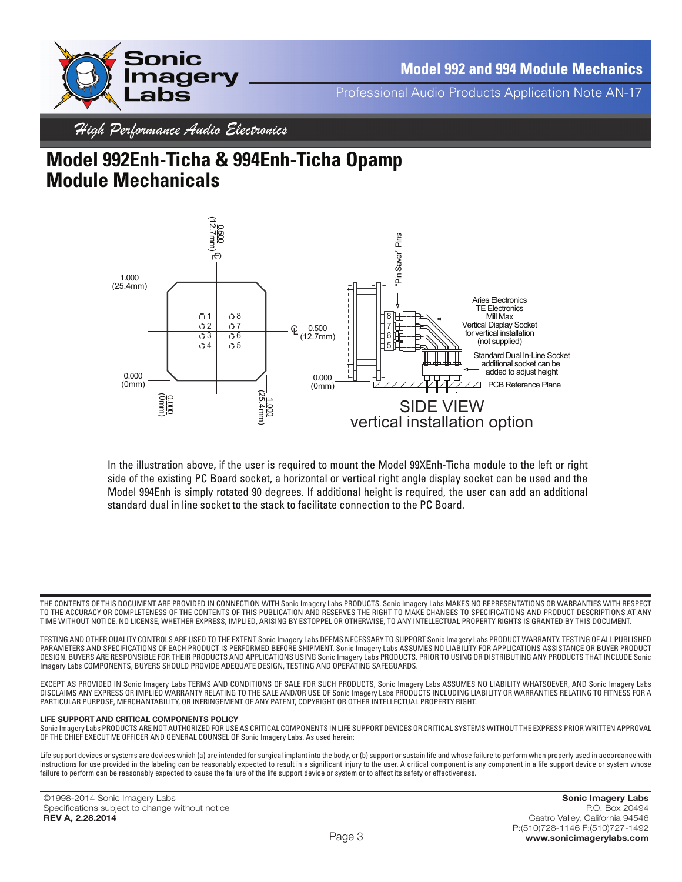# Model 992Enh-Ticha & 994Enh-Ticha Opamp Module Mechanicals

0.500
(12.7mm)
℄

1.000
(25.4mm)

1 8
2 7
3 6
4 5

0.000
(0mm)

0.000
(0mm)

1.000
(25.4mm)

℄ 0.500
(12.7mm)

0.000
(0mm)

"Pin Saver" Pins

8
7
6
5

Aries Electronics
TE Electronics
Mill Max
Vertical Display Socket
for vertical installation
(not supplied)

Standard Dual In-Line Socket
additional socket can be
added to adjust height

PCB Reference Plane

SIDE VIEW
vertical installation option

In the illustration above, if the user is required to mount the Model 99XEnh-Ticha module to the left or right side of the existing PC Board socket, a horizontal or vertical right angle display socket can be used and the Model 994Enh is simply rotated 90 degrees. If additional height is required, the user can add an additional standard dual in line socket to the stack to facilitate connection to the PC Board.

THE CONTENTS OF THIS DOCUMENT ARE PROVIDED IN CONNECTION WITH Sonic Imagery Labs PRODUCTS. Sonic Imagery Labs MAKES NO REPRESENTATIONS OR WARRANTIES WITH RESPECT TO THE ACCURACY OR COMPLETENESS OF THE CONTENTS OF THIS PUBLICATION AND RESERVES THE RIGHT TO MAKE CHANGES TO SPECIFICATIONS AND PRODUCT DESCRIPTIONS AT ANY TIME WITHOUT NOTICE. NO LICENSE, WHETHER EXPRESS, IMPLIED, ARISING BY ESTOPPEL OR OTHERWISE, TO ANY INTELLECTUAL PROPERTY RIGHTS IS GRANTED BY THIS DOCUMENT.

TESTING AND OTHER QUALITY CONTROLS ARE USED TO THE EXTENT Sonic Imagery Labs DEEMS NECESSARY TO SUPPORT Sonic Imagery Labs PRODUCT WARRANTY. TESTING OF ALL PUBLISHED PARAMETERS AND SPECIFICATIONS OF EACH PRODUCT IS PERFORMED BEFORE SHIPMENT. Sonic Imagery Labs ASSUMES NO LIABILITY FOR APPLICATIONS ASSISTANCE OR BUYER PRODUCT DESIGN. BUYERS ARE RESPONSIBLE FOR THEIR PRODUCTS AND APPLICATIONS USING Sonic Imagery Labs PRODUCTS. PRIOR TO USING OR DISTRIBUTING ANY PRODUCTS THAT INCLUDE Sonic Imagery Labs COMPONENTS, BUYERS SHOULD PROVIDE ADEQUATE DESIGN, TESTING AND OPERATING SAFEGUARDS.

EXCEPT AS PROVIDED IN Sonic Imagery Labs TERMS AND CONDITIONS OF SALE FOR SUCH PRODUCTS, Sonic Imagery Labs ASSUMES NO LIABILITY WHATSOEVER, AND Sonic Imagery Labs DISCLAIMS ANY EXPRESS OR IMPLIED WARRANTY RELATING TO THE SALE AND/OR USE OF Sonic Imagery Labs PRODUCTS INCLUDING LIABILITY OR WARRANTIES RELATING TO FITNESS FOR A PARTICULAR PURPOSE, MERCHANTABILITY, OR INFRINGEMENT OF ANY PATENT, COPYRIGHT OR OTHER INTELLECTUAL PROPERTY RIGHT.

**LIFE SUPPORT AND CRITICAL COMPONENTS POLICY**
Sonic Imagery Labs PRODUCTS ARE NOT AUTHORIZED FOR USE AS CRITICAL COMPONENTS IN LIFE SUPPORT DEVICES OR CRITICAL SYSTEMS WITHOUT THE EXPRESS PRIOR WRITTEN APPROVAL OF THE CHIEF EXECUTIVE OFFICER AND GENERAL COUNSEL OF Sonic Imagery Labs. As used herein:

Life support devices or systems are devices which (a) are intended for surgical implant into the body, or (b) support or sustain life and whose failure to perform when properly used in accordance with instructions for use provided in the labeling can be reasonably expected to result in a significant injury to the user. A critical component is any component in a life support device or system whose failure to perform can be reasonably expected to cause the failure of the life support device or system or to affect its safety or effectiveness.

©1998-2014 Sonic Imagery Labs
Specifications subject to change without notice
**REV A, 2.28.2014**

**Sonic Imagery Labs**
P.O. Box 20494
Castro Valley, California 94546
P:(510)728-1146 F:(510)727-1492
**www.sonicimagerylabs.com**